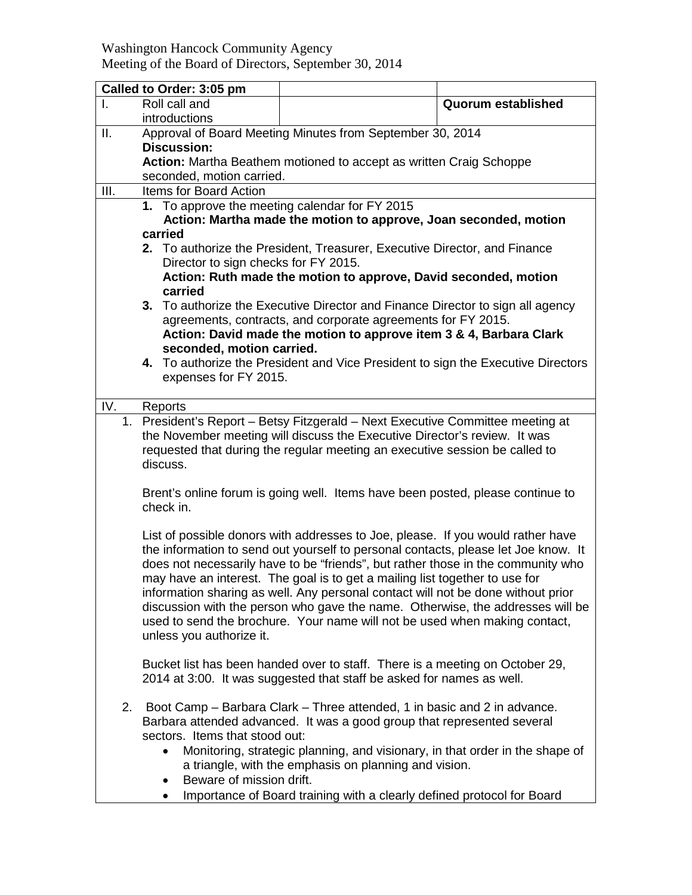Washington Hancock Community Agency
Meeting of the Board of Directors, September 30, 2014

| **Called to Order: 3:05 pm** | | |
|---|---|---|
| I. Roll call and introductions | | **Quorum established** |

**II. Approval of Board Meeting Minutes from September 30, 2014**

**Discussion:**

**Action:** Martha Beathem motioned to accept as written Craig Schoppe seconded, motion carried.

**III. Items for Board Action**

1. To approve the meeting calendar for FY 2015
   **Action: Martha made the motion to approve, Joan seconded, motion carried**
2. To authorize the President, Treasurer, Executive Director, and Finance Director to sign checks for FY 2015.
   **Action: Ruth made the motion to approve, David seconded, motion carried**
3. To authorize the Executive Director and Finance Director to sign all agency agreements, contracts, and corporate agreements for FY 2015.
   **Action: David made the motion to approve item 3 & 4, Barbara Clark seconded, motion carried.**
4. To authorize the President and Vice President to sign the Executive Directors expenses for FY 2015.

**IV. Reports**

1. President's Report – Betsy Fitzgerald – Next Executive Committee meeting at the November meeting will discuss the Executive Director's review. It was requested that during the regular meeting an executive session be called to discuss.

   Brent's online forum is going well. Items have been posted, please continue to check in.

   List of possible donors with addresses to Joe, please. If you would rather have the information to send out yourself to personal contacts, please let Joe know. It does not necessarily have to be "friends", but rather those in the community who may have an interest. The goal is to get a mailing list together to use for information sharing as well. Any personal contact will not be done without prior discussion with the person who gave the name. Otherwise, the addresses will be used to send the brochure. Your name will not be used when making contact, unless you authorize it.

   Bucket list has been handed over to staff. There is a meeting on October 29, 2014 at 3:00. It was suggested that staff be asked for names as well.

2. Boot Camp – Barbara Clark – Three attended, 1 in basic and 2 in advance. Barbara attended advanced. It was a good group that represented several sectors. Items that stood out:
   - Monitoring, strategic planning, and visionary, in that order in the shape of a triangle, with the emphasis on planning and vision.
   - Beware of mission drift.
   - Importance of Board training with a clearly defined protocol for Board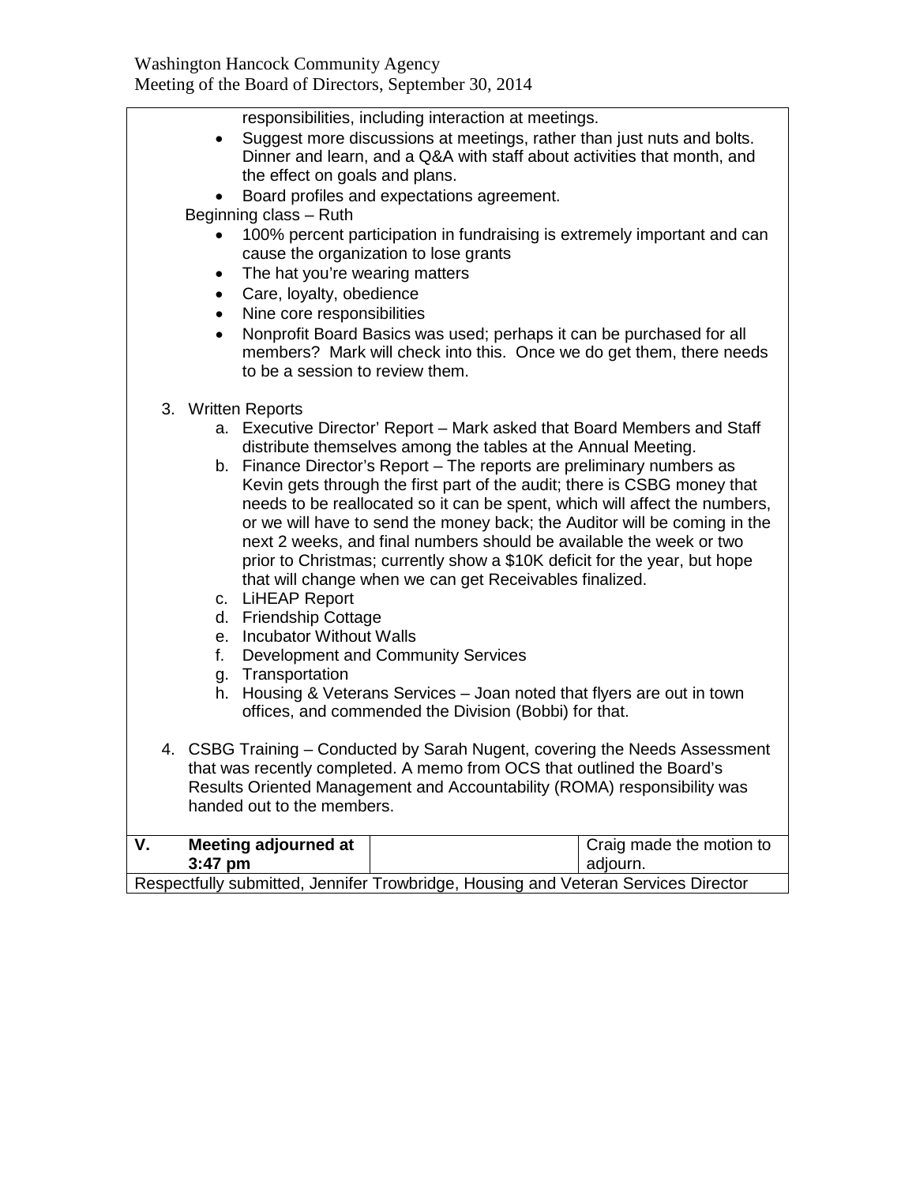responsibilities, including interaction at meetings.

- Suggest more discussions at meetings, rather than just nuts and bolts. Dinner and learn, and a Q&A with staff about activities that month, and the effect on goals and plans.
- Board profiles and expectations agreement.

Beginning class – Ruth

- 100% percent participation in fundraising is extremely important and can cause the organization to lose grants
- The hat you're wearing matters
- Care, loyalty, obedience
- Nine core responsibilities
- Nonprofit Board Basics was used; perhaps it can be purchased for all members? Mark will check into this. Once we do get them, there needs to be a session to review them.

3. Written Reports
   a. Executive Director' Report – Mark asked that Board Members and Staff distribute themselves among the tables at the Annual Meeting.
   b. Finance Director's Report – The reports are preliminary numbers as Kevin gets through the first part of the audit; there is CSBG money that needs to be reallocated so it can be spent, which will affect the numbers, or we will have to send the money back; the Auditor will be coming in the next 2 weeks, and final numbers should be available the week or two prior to Christmas; currently show a $10K deficit for the year, but hope that will change when we can get Receivables finalized.
   c. LiHEAP Report
   d. Friendship Cottage
   e. Incubator Without Walls
   f. Development and Community Services
   g. Transportation
   h. Housing & Veterans Services – Joan noted that flyers are out in town offices, and commended the Division (Bobbi) for that.

4. CSBG Training – Conducted by Sarah Nugent, covering the Needs Assessment that was recently completed. A memo from OCS that outlined the Board's Results Oriented Management and Accountability (ROMA) responsibility was handed out to the members.

| | | | |
|---|---|---|---|
| **V.** | **Meeting adjourned at 3:47 pm** | | Craig made the motion to adjourn. |

Respectfully submitted, Jennifer Trowbridge, Housing and Veteran Services Director